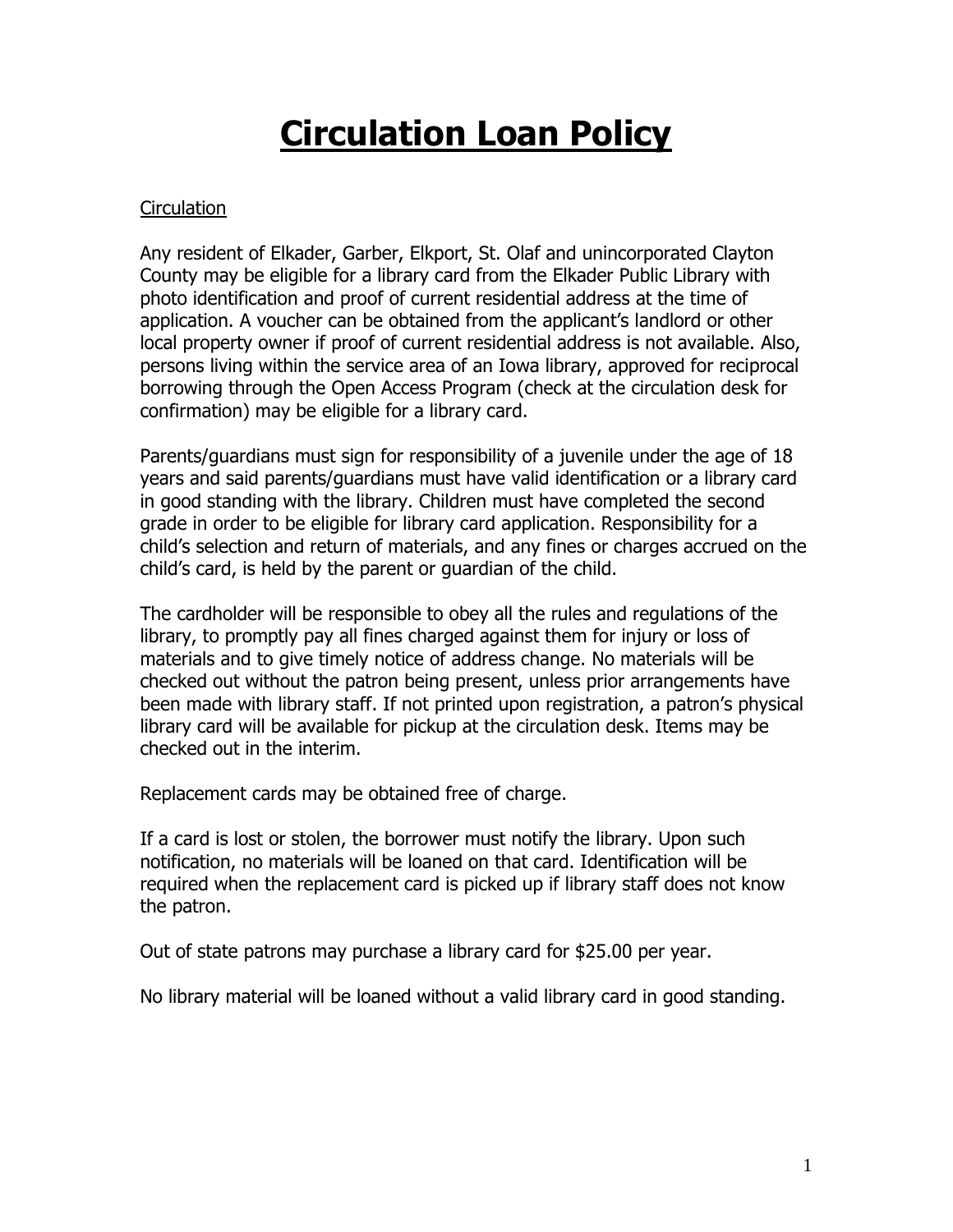# Circulation Loan Policy

## Circulation

Any resident of Elkader, Garber, Elkport, St. Olaf and unincorporated Clayton County may be eligible for a library card from the Elkader Public Library with photo identification and proof of current residential address at the time of application. A voucher can be obtained from the applicant's landlord or other local property owner if proof of current residential address is not available. Also, persons living within the service area of an Iowa library, approved for reciprocal borrowing through the Open Access Program (check at the circulation desk for confirmation) may be eligible for a library card.

Parents/guardians must sign for responsibility of a juvenile under the age of 18 years and said parents/guardians must have valid identification or a library card in good standing with the library. Children must have completed the second grade in order to be eligible for library card application. Responsibility for a child's selection and return of materials, and any fines or charges accrued on the child's card, is held by the parent or guardian of the child.

The cardholder will be responsible to obey all the rules and regulations of the library, to promptly pay all fines charged against them for injury or loss of materials and to give timely notice of address change. No materials will be checked out without the patron being present, unless prior arrangements have been made with library staff. If not printed upon registration, a patron's physical library card will be available for pickup at the circulation desk. Items may be checked out in the interim.

Replacement cards may be obtained free of charge.

If a card is lost or stolen, the borrower must notify the library. Upon such notification, no materials will be loaned on that card. Identification will be required when the replacement card is picked up if library staff does not know the patron.

Out of state patrons may purchase a library card for $25.00 per year.

No library material will be loaned without a valid library card in good standing.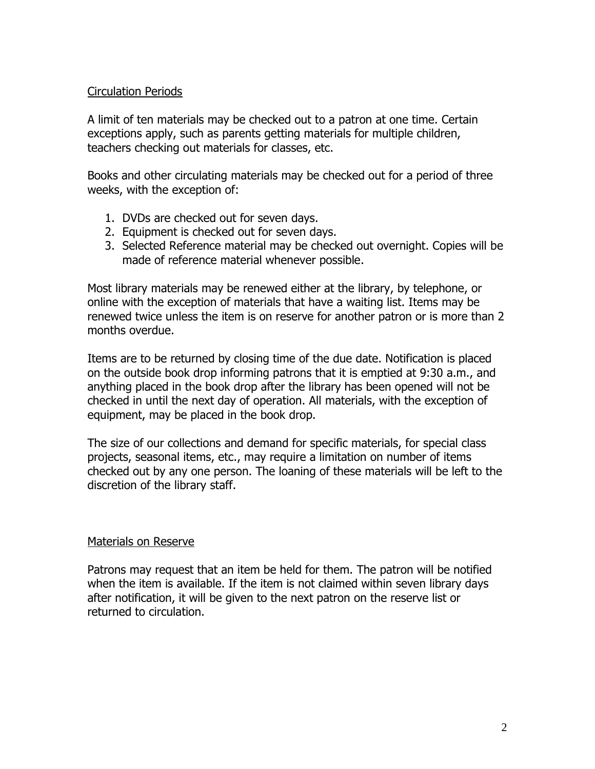## Circulation Periods

A limit of ten materials may be checked out to a patron at one time. Certain exceptions apply, such as parents getting materials for multiple children, teachers checking out materials for classes, etc.

Books and other circulating materials may be checked out for a period of three weeks, with the exception of:

1. DVDs are checked out for seven days.
2. Equipment is checked out for seven days.
3. Selected Reference material may be checked out overnight. Copies will be made of reference material whenever possible.

Most library materials may be renewed either at the library, by telephone, or online with the exception of materials that have a waiting list. Items may be renewed twice unless the item is on reserve for another patron or is more than 2 months overdue.

Items are to be returned by closing time of the due date. Notification is placed on the outside book drop informing patrons that it is emptied at 9:30 a.m., and anything placed in the book drop after the library has been opened will not be checked in until the next day of operation. All materials, with the exception of equipment, may be placed in the book drop.

The size of our collections and demand for specific materials, for special class projects, seasonal items, etc., may require a limitation on number of items checked out by any one person. The loaning of these materials will be left to the discretion of the library staff.

## Materials on Reserve

Patrons may request that an item be held for them. The patron will be notified when the item is available. If the item is not claimed within seven library days after notification, it will be given to the next patron on the reserve list or returned to circulation.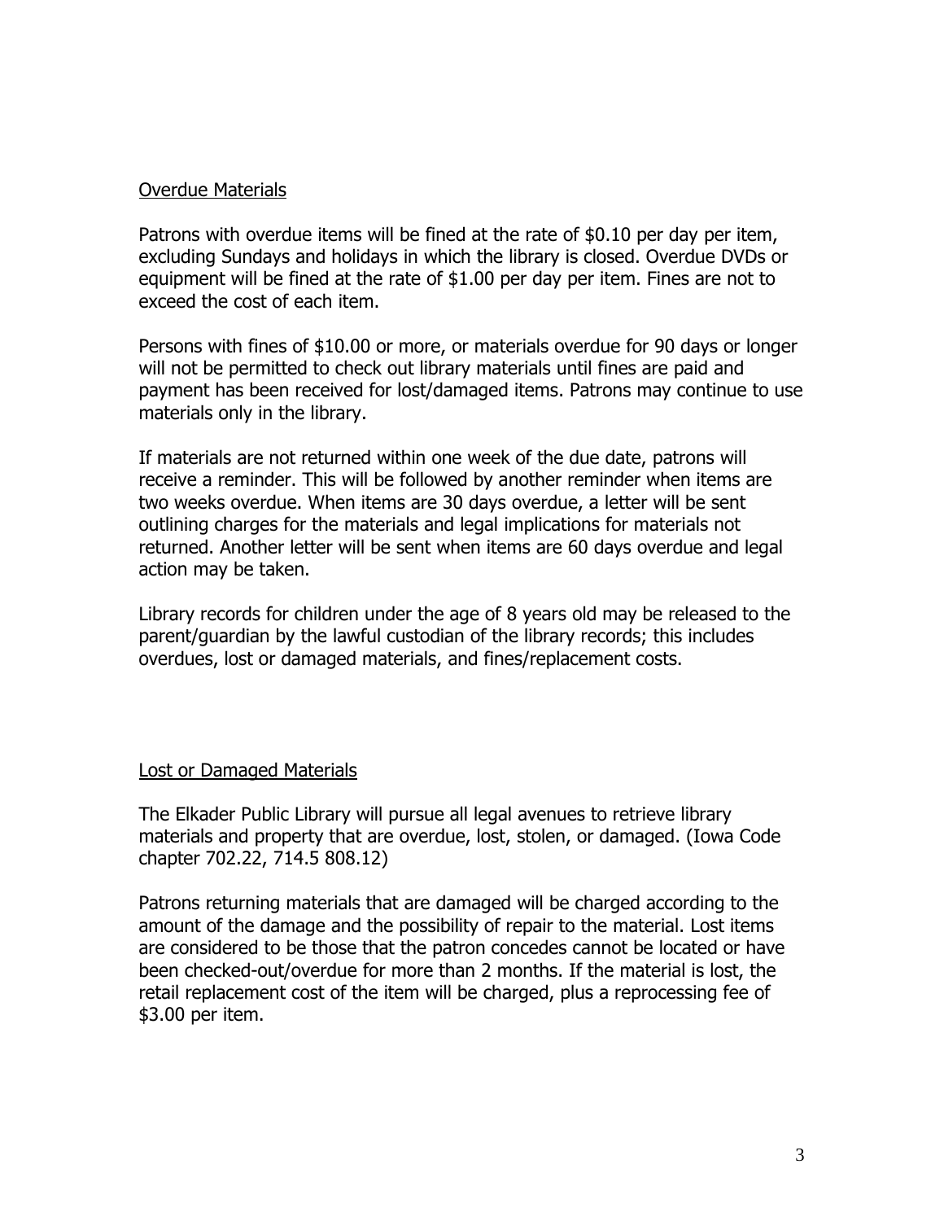## Overdue Materials

Patrons with overdue items will be fined at the rate of $0.10 per day per item, excluding Sundays and holidays in which the library is closed. Overdue DVDs or equipment will be fined at the rate of $1.00 per day per item. Fines are not to exceed the cost of each item.

Persons with fines of $10.00 or more, or materials overdue for 90 days or longer will not be permitted to check out library materials until fines are paid and payment has been received for lost/damaged items. Patrons may continue to use materials only in the library.

If materials are not returned within one week of the due date, patrons will receive a reminder. This will be followed by another reminder when items are two weeks overdue. When items are 30 days overdue, a letter will be sent outlining charges for the materials and legal implications for materials not returned. Another letter will be sent when items are 60 days overdue and legal action may be taken.

Library records for children under the age of 8 years old may be released to the parent/guardian by the lawful custodian of the library records; this includes overdues, lost or damaged materials, and fines/replacement costs.

## Lost or Damaged Materials

The Elkader Public Library will pursue all legal avenues to retrieve library materials and property that are overdue, lost, stolen, or damaged. (Iowa Code chapter 702.22, 714.5 808.12)

Patrons returning materials that are damaged will be charged according to the amount of the damage and the possibility of repair to the material. Lost items are considered to be those that the patron concedes cannot be located or have been checked-out/overdue for more than 2 months. If the material is lost, the retail replacement cost of the item will be charged, plus a reprocessing fee of $3.00 per item.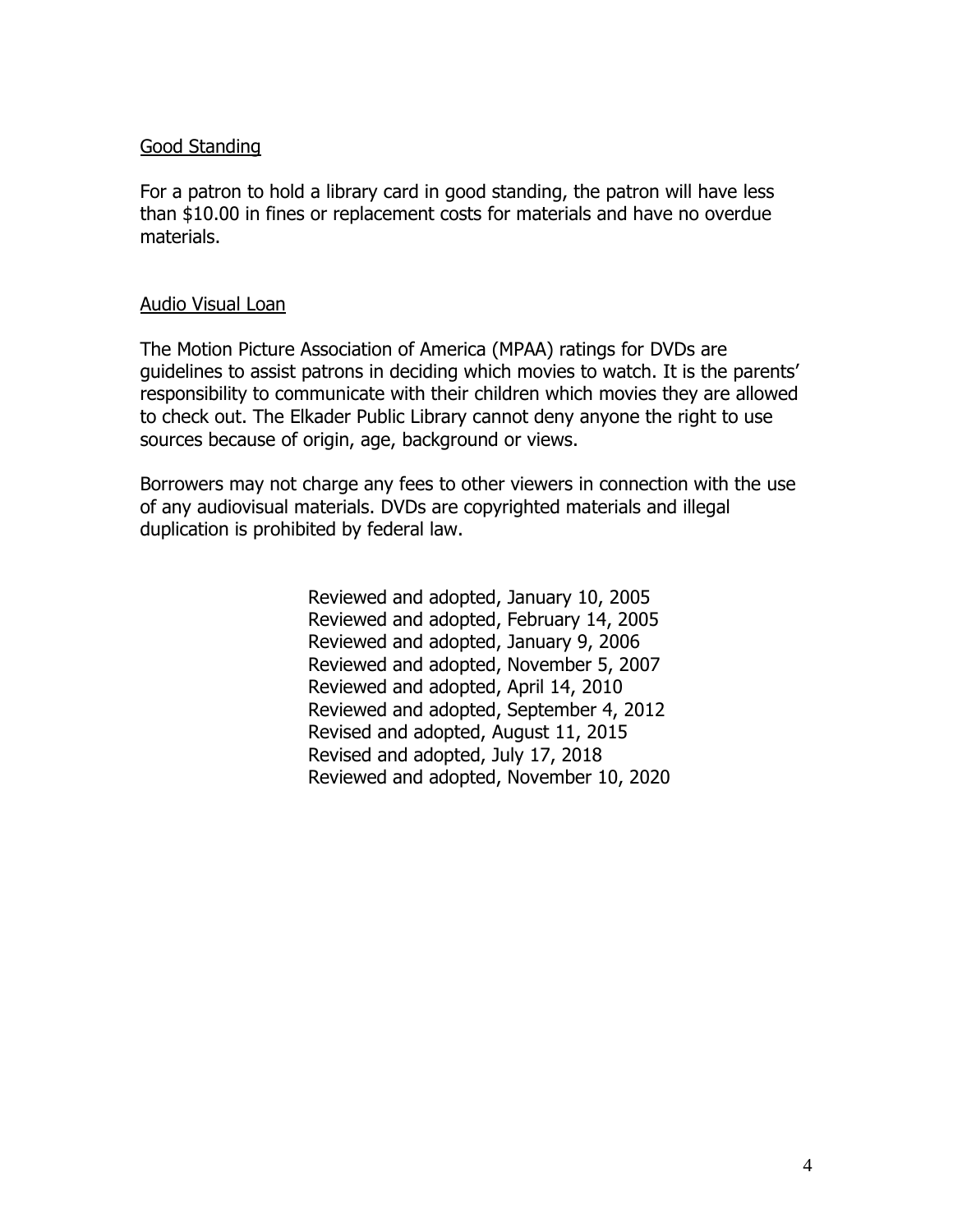## Good Standing

For a patron to hold a library card in good standing, the patron will have less than $10.00 in fines or replacement costs for materials and have no overdue materials.

## Audio Visual Loan

The Motion Picture Association of America (MPAA) ratings for DVDs are guidelines to assist patrons in deciding which movies to watch. It is the parents' responsibility to communicate with their children which movies they are allowed to check out. The Elkader Public Library cannot deny anyone the right to use sources because of origin, age, background or views.

Borrowers may not charge any fees to other viewers in connection with the use of any audiovisual materials. DVDs are copyrighted materials and illegal duplication is prohibited by federal law.

Reviewed and adopted, January 10, 2005
Reviewed and adopted, February 14, 2005
Reviewed and adopted, January 9, 2006
Reviewed and adopted, November 5, 2007
Reviewed and adopted, April 14, 2010
Reviewed and adopted, September 4, 2012
Revised and adopted, August 11, 2015
Revised and adopted, July 17, 2018
Reviewed and adopted, November 10, 2020